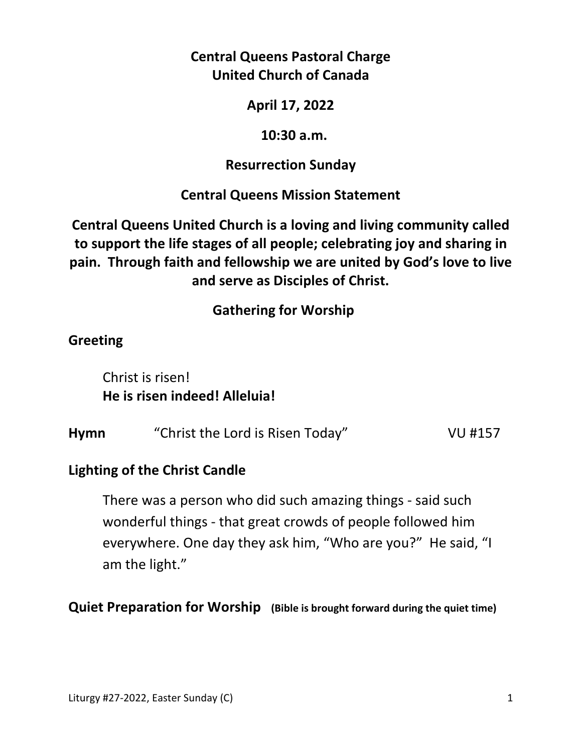**Central Queens Pastoral Charge**
**United Church of Canada**

**April 17, 2022**

**10:30 a.m.**

**Resurrection Sunday**

**Central Queens Mission Statement**

**Central Queens United Church is a loving and living community called to support the life stages of all people; celebrating joy and sharing in pain. Through faith and fellowship we are united by God's love to live and serve as Disciples of Christ.**

## Gathering for Worship

**Greeting**

Christ is risen!
**He is risen indeed! Alleluia!**

**Hymn** "Christ the Lord is Risen Today" VU #157

**Lighting of the Christ Candle**

There was a person who did such amazing things - said such wonderful things - that great crowds of people followed him everywhere. One day they ask him, "Who are you?" He said, "I am the light."

**Quiet Preparation for Worship** **(Bible is brought forward during the quiet time)**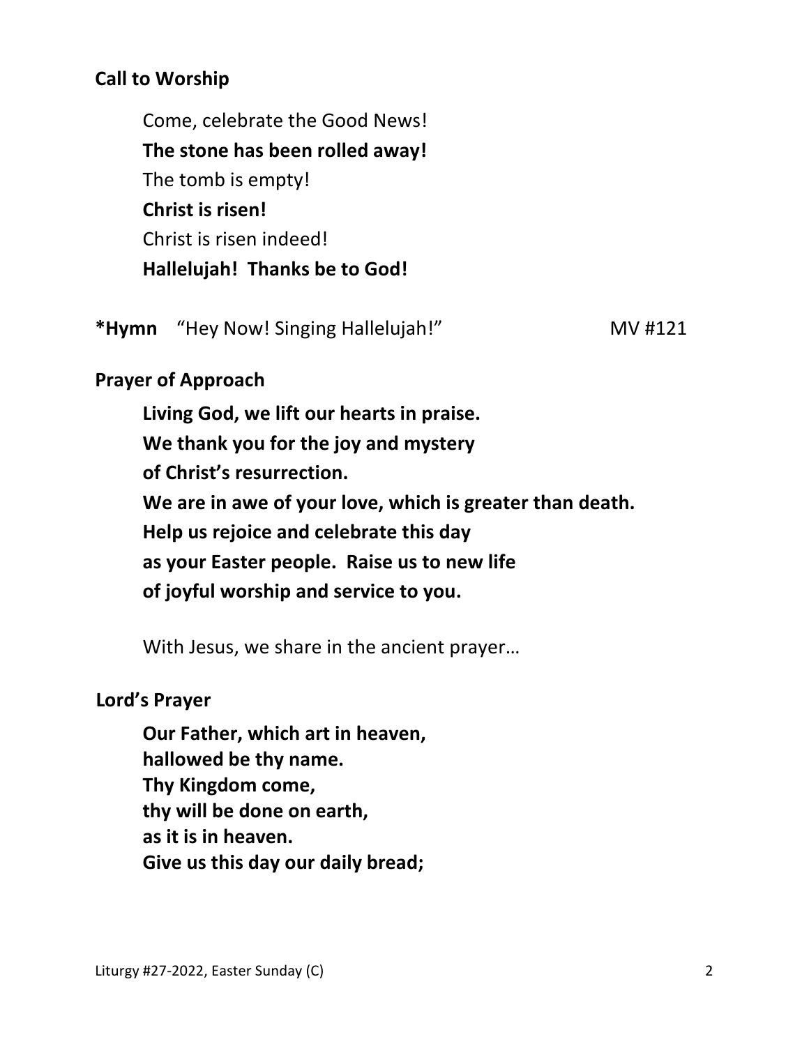**Call to Worship**

Come, celebrate the Good News!
**The stone has been rolled away!**
The tomb is empty!
**Christ is risen!**
Christ is risen indeed!
**Hallelujah! Thanks be to God!**

***Hymn** "Hey Now! Singing Hallelujah!" MV #121

**Prayer of Approach**

**Living God, we lift our hearts in praise.**
**We thank you for the joy and mystery**
**of Christ's resurrection.**
**We are in awe of your love, which is greater than death.**
**Help us rejoice and celebrate this day**
**as your Easter people. Raise us to new life**
**of joyful worship and service to you.**

With Jesus, we share in the ancient prayer…

**Lord's Prayer**

**Our Father, which art in heaven,**
**hallowed be thy name.**
**Thy Kingdom come,**
**thy will be done on earth,**
**as it is in heaven.**
**Give us this day our daily bread;**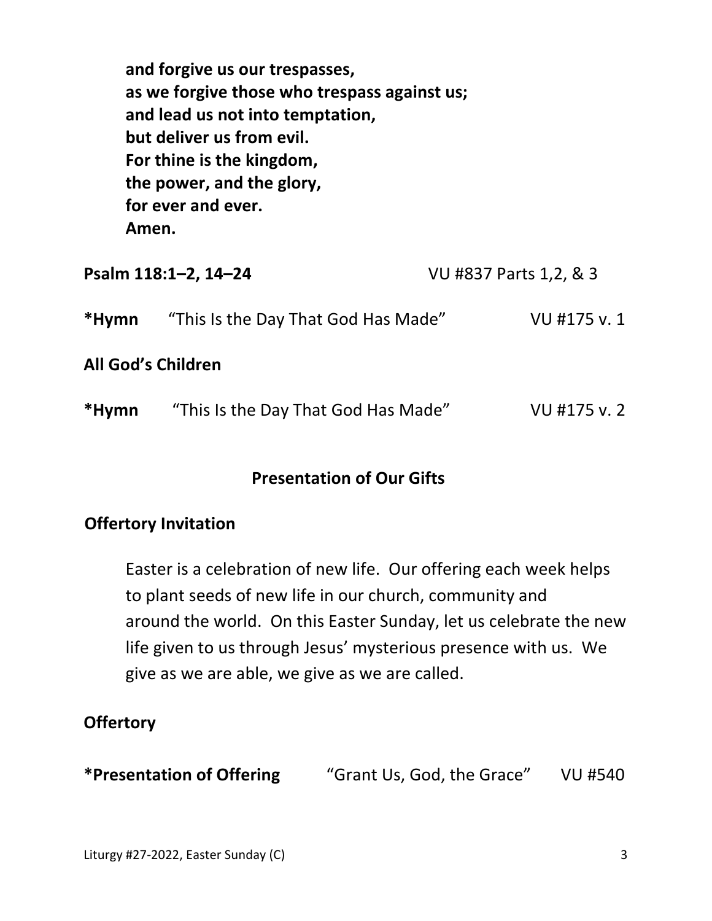**and forgive us our trespasses,**
**as we forgive those who trespass against us;**
**and lead us not into temptation,**
**but deliver us from evil.**
**For thine is the kingdom,**
**the power, and the glory,**
**for ever and ever.**
**Amen.**

**Psalm 118:1–2, 14–24** VU #837 Parts 1,2, & 3

**\*Hymn** "This Is the Day That God Has Made" VU #175 v. 1

**All God's Children**

**\*Hymn** "This Is the Day That God Has Made" VU #175 v. 2

## Presentation of Our Gifts

**Offertory Invitation**

Easter is a celebration of new life. Our offering each week helps to plant seeds of new life in our church, community and around the world. On this Easter Sunday, let us celebrate the new life given to us through Jesus' mysterious presence with us. We give as we are able, we give as we are called.

**Offertory**

**\*Presentation of Offering** "Grant Us, God, the Grace" VU #540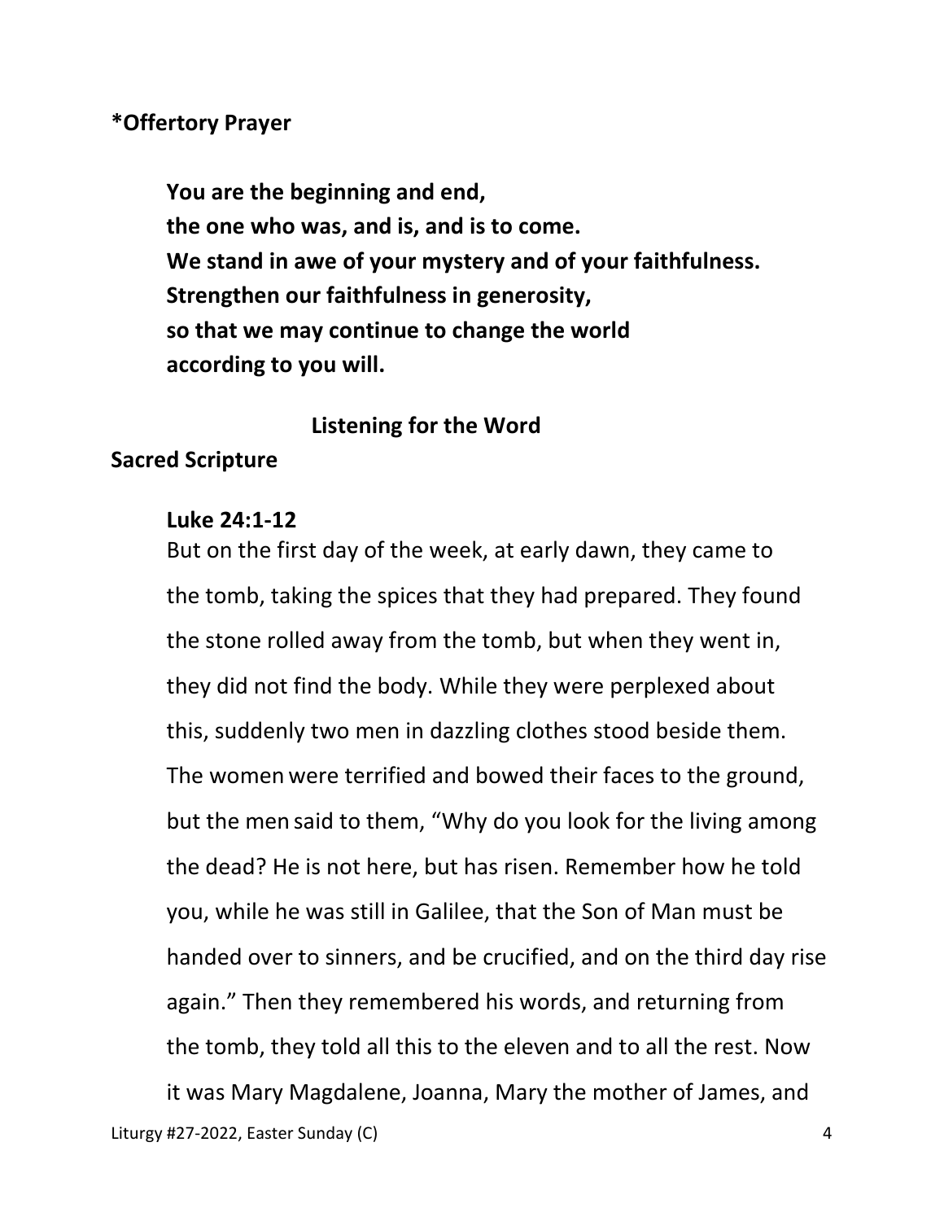**\*Offertory Prayer**

**You are the beginning and end,**
**the one who was, and is, and is to come.**
**We stand in awe of your mystery and of your faithfulness.**
**Strengthen our faithfulness in generosity,**
**so that we may continue to change the world**
**according to you will.**

## Listening for the Word

**Sacred Scripture**

**Luke 24:1-12**

But on the first day of the week, at early dawn, they came to the tomb, taking the spices that they had prepared. They found the stone rolled away from the tomb, but when they went in, they did not find the body. While they were perplexed about this, suddenly two men in dazzling clothes stood beside them. The women were terrified and bowed their faces to the ground, but the men said to them, "Why do you look for the living among the dead? He is not here, but has risen. Remember how he told you, while he was still in Galilee, that the Son of Man must be handed over to sinners, and be crucified, and on the third day rise again." Then they remembered his words, and returning from the tomb, they told all this to the eleven and to all the rest. Now it was Mary Magdalene, Joanna, Mary the mother of James, and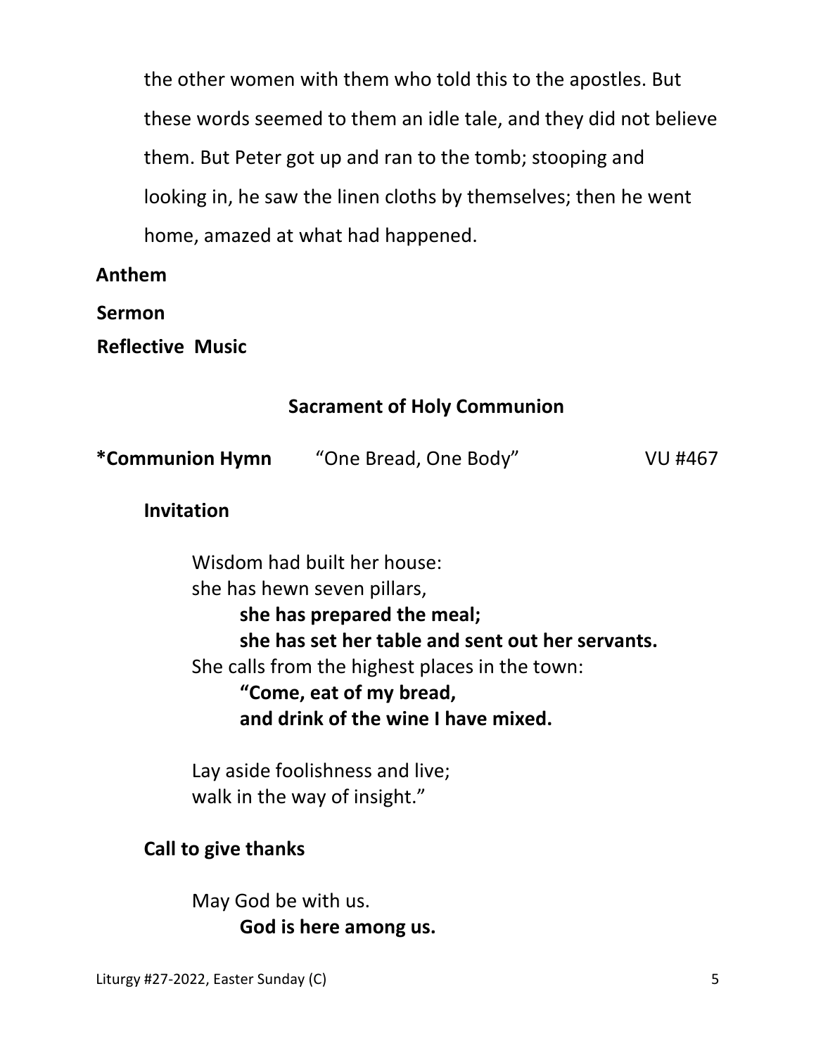the other women with them who told this to the apostles. But these words seemed to them an idle tale, and they did not believe them. But Peter got up and ran to the tomb; stooping and looking in, he saw the linen cloths by themselves; then he went home, amazed at what had happened.

**Anthem**

**Sermon**

**Reflective Music**

## Sacrament of Holy Communion

**\*Communion Hymn** “One Bread, One Body” VU #467

**Invitation**

Wisdom had built her house:
she has hewn seven pillars,
**she has prepared the meal;**
**she has set her table and sent out her servants.**
She calls from the highest places in the town:
**“Come, eat of my bread,**
**and drink of the wine I have mixed.**

Lay aside foolishness and live;
walk in the way of insight.”

**Call to give thanks**

May God be with us.
**God is here among us.**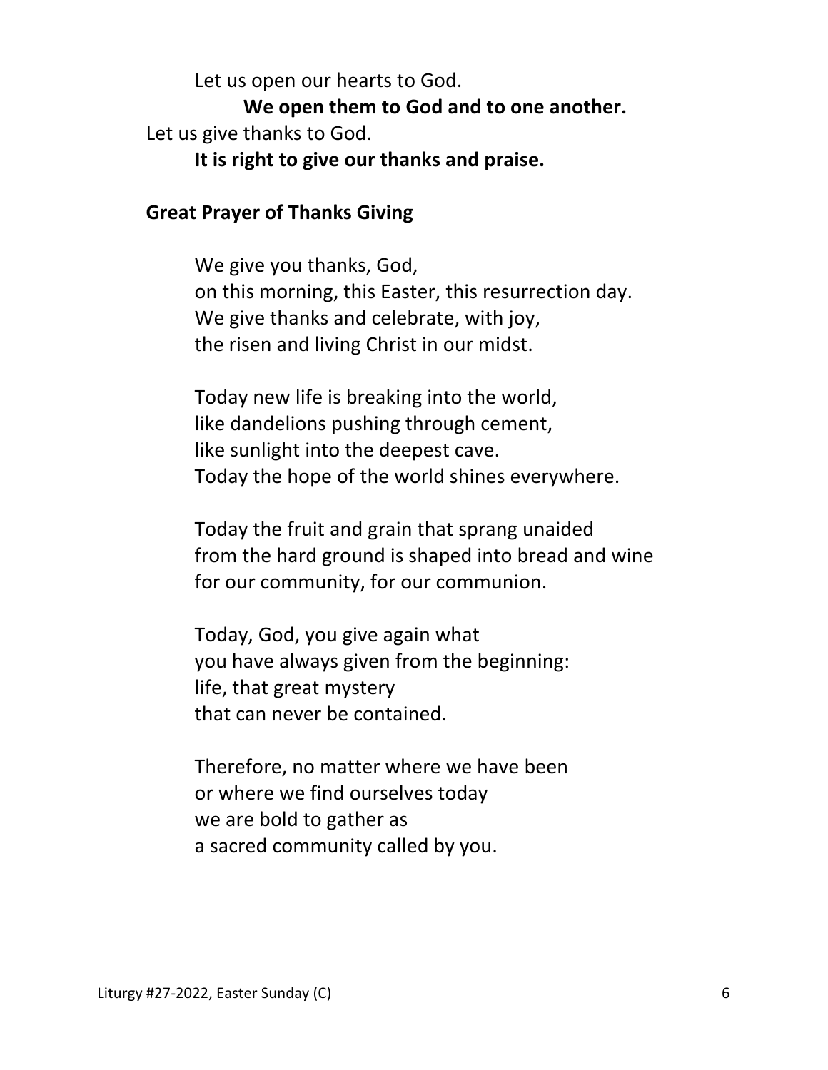Let us open our hearts to God.

**We open them to God and to one another.**

Let us give thanks to God.

**It is right to give our thanks and praise.**

**Great Prayer of Thanks Giving**

We give you thanks, God,
on this morning, this Easter, this resurrection day.
We give thanks and celebrate, with joy,
the risen and living Christ in our midst.

Today new life is breaking into the world,
like dandelions pushing through cement,
like sunlight into the deepest cave.
Today the hope of the world shines everywhere.

Today the fruit and grain that sprang unaided
from the hard ground is shaped into bread and wine
for our community, for our communion.

Today, God, you give again what
you have always given from the beginning:
life, that great mystery
that can never be contained.

Therefore, no matter where we have been
or where we find ourselves today
we are bold to gather as
a sacred community called by you.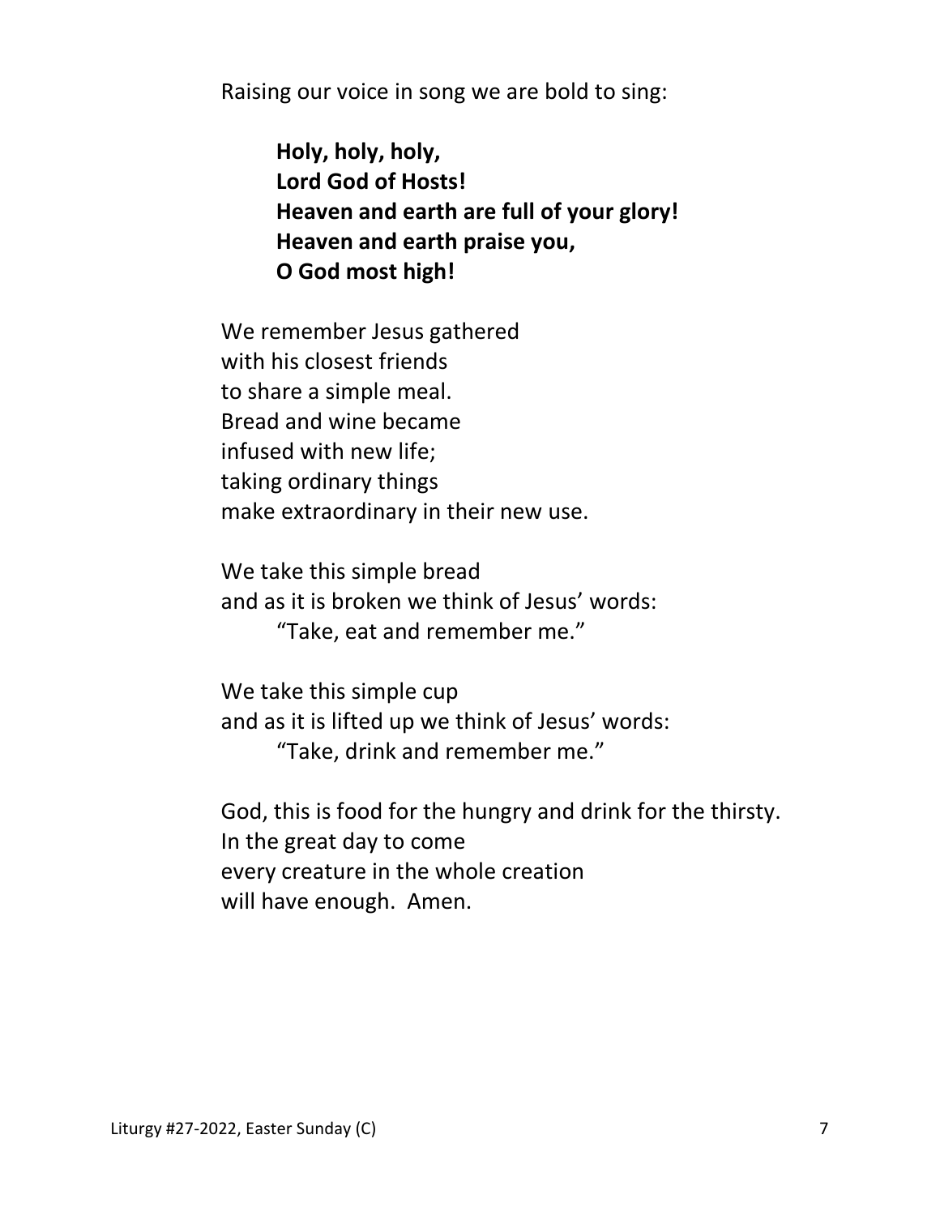Raising our voice in song we are bold to sing:

> **Holy, holy, holy,**
> **Lord God of Hosts!**
> **Heaven and earth are full of your glory!**
> **Heaven and earth praise you,**
> **O God most high!**

We remember Jesus gathered
with his closest friends
to share a simple meal.
Bread and wine became
infused with new life;
taking ordinary things
make extraordinary in their new use.

We take this simple bread
and as it is broken we think of Jesus' words:
"Take, eat and remember me."

We take this simple cup
and as it is lifted up we think of Jesus' words:
"Take, drink and remember me."

God, this is food for the hungry and drink for the thirsty.
In the great day to come
every creature in the whole creation
will have enough. Amen.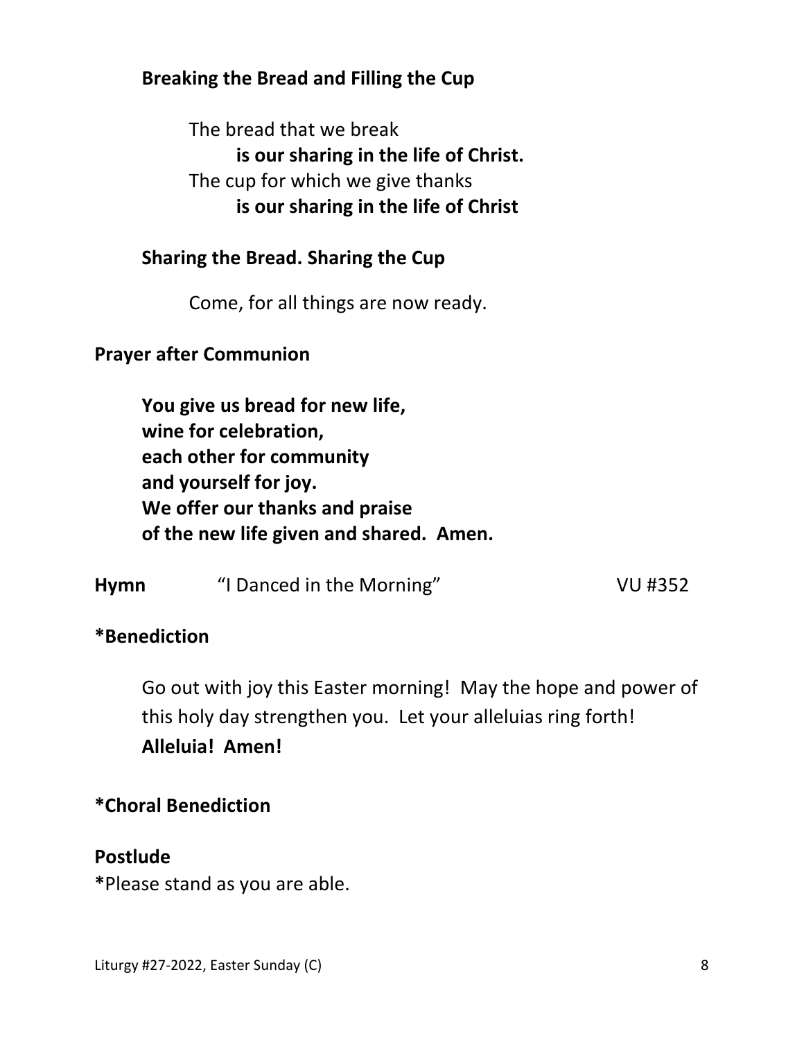**Breaking the Bread and Filling the Cup**

The bread that we break
**is our sharing in the life of Christ.**
The cup for which we give thanks
**is our sharing in the life of Christ**

**Sharing the Bread. Sharing the Cup**

Come, for all things are now ready.

**Prayer after Communion**

**You give us bread for new life,**
**wine for celebration,**
**each other for community**
**and yourself for joy.**
**We offer our thanks and praise**
**of the new life given and shared. Amen.**

**Hymn** "I Danced in the Morning" VU #352

**\*Benediction**

Go out with joy this Easter morning! May the hope and power of this holy day strengthen you. Let your alleluias ring forth!
**Alleluia! Amen!**

**\*Choral Benediction**

**Postlude**

**\***Please stand as you are able.